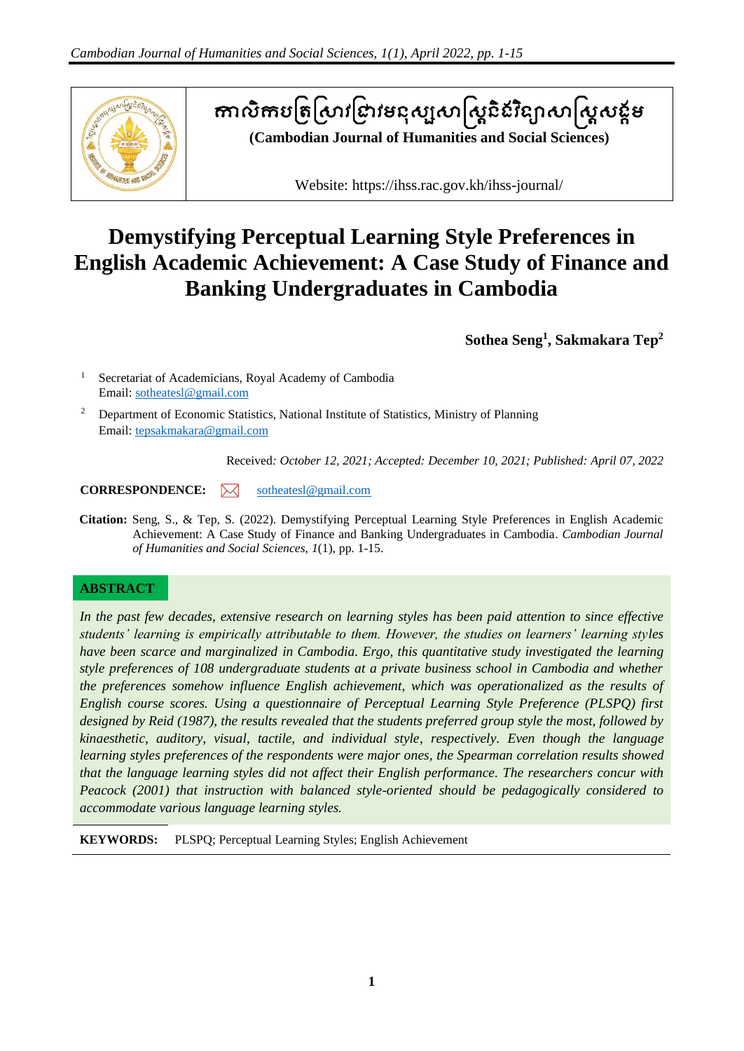កាលិកបត្រស្រាវជ្រាវមនុស្សសាស្ត្រនិងវិទ្យាសាស្ត្រសង្គម

**(Cambodian Journal of Humanities and Social Sciences)**

Website: https://ihss.rac.gov.kh/ihss-journal/

# Demystifying Perceptual Learning Style Preferences in English Academic Achievement: A Case Study of Finance and Banking Undergraduates in Cambodia

**Sothea Seng[1], Sakmakara Tep[2]**

[1] Secretariat of Academicians, Royal Academy of Cambodia
Email: sotheatesl@gmail.com

[2] Department of Economic Statistics, National Institute of Statistics, Ministry of Planning
Email: tepsakmakara@gmail.com

Received: *October 12, 2021; Accepted: December 10, 2021; Published: April 07, 2022*

**CORRESPONDENCE:** sotheatesl@gmail.com

**Citation:** Seng, S., & Tep, S. (2022). Demystifying Perceptual Learning Style Preferences in English Academic Achievement: A Case Study of Finance and Banking Undergraduates in Cambodia. *Cambodian Journal of Humanities and Social Sciences*, *1*(1), pp. 1-15.

## ABSTRACT

*In the past few decades, extensive research on learning styles has been paid attention to since effective students' learning is empirically attributable to them. However, the studies on learners' learning styles have been scarce and marginalized in Cambodia. Ergo, this quantitative study investigated the learning style preferences of 108 undergraduate students at a private business school in Cambodia and whether the preferences somehow influence English achievement, which was operationalized as the results of English course scores. Using a questionnaire of Perceptual Learning Style Preference (PLSPQ) first designed by Reid (1987), the results revealed that the students preferred group style the most, followed by kinaesthetic, auditory, visual, tactile, and individual style, respectively. Even though the language learning styles preferences of the respondents were major ones, the Spearman correlation results showed that the language learning styles did not affect their English performance. The researchers concur with Peacock (2001) that instruction with balanced style-oriented should be pedagogically considered to accommodate various language learning styles.*

**KEYWORDS:** PLSPQ; Perceptual Learning Styles; English Achievement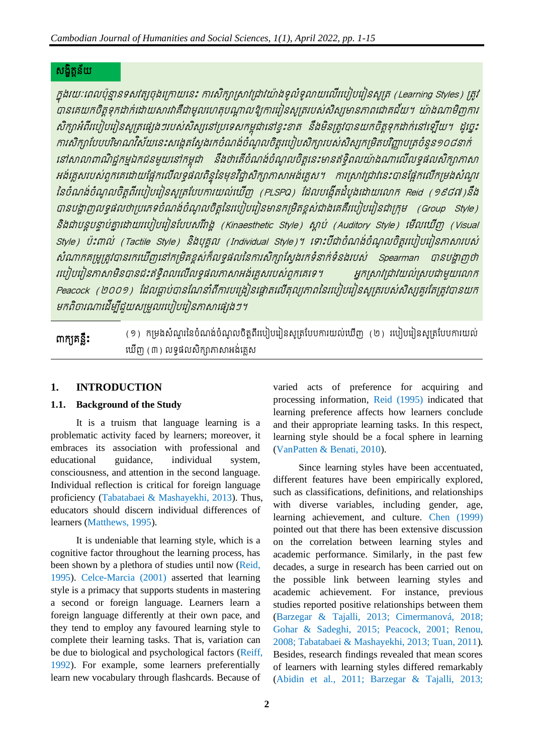## សង្ខិត្តន័យ

*ក្នុងរយៈពេលប៉ុន្មានទសវត្សចុងក្រោយនេះ ការសិក្សាស្រាវជ្រាវយ៉ាងទូលំទូលាយលើរបៀបរៀនសូត្រ (Learning Styles) ត្រូវបានគេយកចិត្តទុកដាក់ដោយសារវាគឺជាមូលហេតុបណ្ដាលឱ្យការរៀនសូត្ររបស់សិស្សមានភាពជោគជ័យ។ យ៉ាងណាមិញការសិក្សាអំពីរបៀបរៀនសូត្រផ្សេងៗរបស់សិស្សនៅប្រទេសកម្ពុជានៅខ្វះខាត និងមិនត្រូវបានយកចិត្តទុកដាក់នៅឡើយ។ ដូច្នេះការសិក្សាបែបបរិមាណវិស័យនេះសង្កេតស្វែងរកចំណង់ចំណូលចិត្តរបៀបសិក្សារបស់សិស្សកម្រិតបរិញ្ញាបត្រចំនួន១០៨នាក់នៅសាលាពាណិជ្ជកម្មឯកជនមួយនៅកម្ពុជា និងថាតើចំណង់ចំណូលចិត្តនេះមានឥទ្ធិពលយ៉ាងណាលើលទ្ធផលសិក្សាភាសាអង់គ្លេសរបស់ពួកគេដោយផ្អែកលើលទ្ធផលពិន្ទុនៃមុខវិជ្ជាសិក្សាភាសាអង់គ្លេស។ ការស្រាវជ្រាវនេះបានផ្អែកលើកម្រងសំណួរនៃចំណង់ចំណូលចិត្តពីរបៀបរៀនសូត្របែបការយល់ឃើញ (PLSPQ) ដែលបង្កើតដំបូងដោយលោក Reid (១៩៨៧)និងបានបង្ហាញលទ្ធផលថាប្រភេទចំណង់ចំណូលចិត្តនៃរបៀបរៀនមានកម្រិតខ្ពស់ជាងគេគឺរបៀបរៀនជាក្រុម (Group Style) និងជាបន្តបន្ទាប់គ្នាដោយរបៀបរៀនបែបសរីរាង្គ (Kinaesthetic Style) ស្ដាប់ (Auditory Style) មើលឃើញ (Visual Style) ប៉ះពាល់ (Tactile Style) និងបុគ្គល (Individual Style)។ ទោះបីជាចំណង់ចំណូលចិត្តរបៀបរៀនភាសារបស់សំណាកគម្រូត្រូវបានរកឃើញនៅកម្រិតខ្ពស់ក៏លទ្ធផលនៃការសិក្សាស្វែងរកទំនាក់ទំនងរបស់ Spearman បានបង្ហាញថារបៀបរៀនភាសាមិនបានជះឥទ្ធិពលលើលទ្ធផលភាសាអង់គ្លេសរបស់ពួកគេទេ។ អ្នកស្រាវជ្រាវយល់ស្របជាមួយលោក Peacock (២០០១) ដែលធ្លាប់បានណែនាំពីការបង្រៀនផ្ដោតលើគុណភាពនៃរបៀបរៀនសូត្ររបស់សិស្សគួរតែត្រូវបានយកមកពិចារណាដើម្បីជួយសម្រួលរបៀបរៀនភាសាផ្សេងៗ។*

**ពាក្យគន្លឹះ:** (១) កម្រងសំណួរនៃចំណង់ចំណូលចិត្តពីរបៀបរៀនសូត្របែបការយល់ឃើញ (២) របៀបរៀនសូត្របែបការយល់ឃើញ (៣) លទ្ធផលសិក្សាភាសាអង់គ្លេស

## 1. INTRODUCTION

### 1.1. Background of the Study

It is a truism that language learning is a problematic activity faced by learners; moreover, it embraces its association with professional and educational guidance, individual system, consciousness, and attention in the second language. Individual reflection is critical for foreign language proficiency (Tabatabaei & Mashayekhi, 2013). Thus, educators should discern individual differences of learners (Matthews, 1995).

It is undeniable that learning style, which is a cognitive factor throughout the learning process, has been shown by a plethora of studies until now (Reid, 1995). Celce-Marcia (2001) asserted that learning style is a primacy that supports students in mastering a second or foreign language. Learners learn a foreign language differently at their own pace, and they tend to employ any favoured learning style to complete their learning tasks. That is, variation can be due to biological and psychological factors (Reiff, 1992). For example, some learners preferentially learn new vocabulary through flashcards. Because of varied acts of preference for acquiring and processing information, Reid (1995) indicated that learning preference affects how learners conclude and their appropriate learning tasks. In this respect, learning style should be a focal sphere in learning (VanPatten & Benati, 2010).

Since learning styles have been accentuated, different features have been empirically explored, such as classifications, definitions, and relationships with diverse variables, including gender, age, learning achievement, and culture. Chen (1999) pointed out that there has been extensive discussion on the correlation between learning styles and academic performance. Similarly, in the past few decades, a surge in research has been carried out on the possible link between learning styles and academic achievement. For instance, previous studies reported positive relationships between them (Barzegar & Tajalli, 2013; Cimermanová, 2018; Gohar & Sadeghi, 2015; Peacock, 2001; Renou, 2008; Tabatabaei & Mashayekhi, 2013; Tuan, 2011). Besides, research findings revealed that mean scores of learners with learning styles differed remarkably (Abidin et al., 2011; Barzegar & Tajalli, 2013;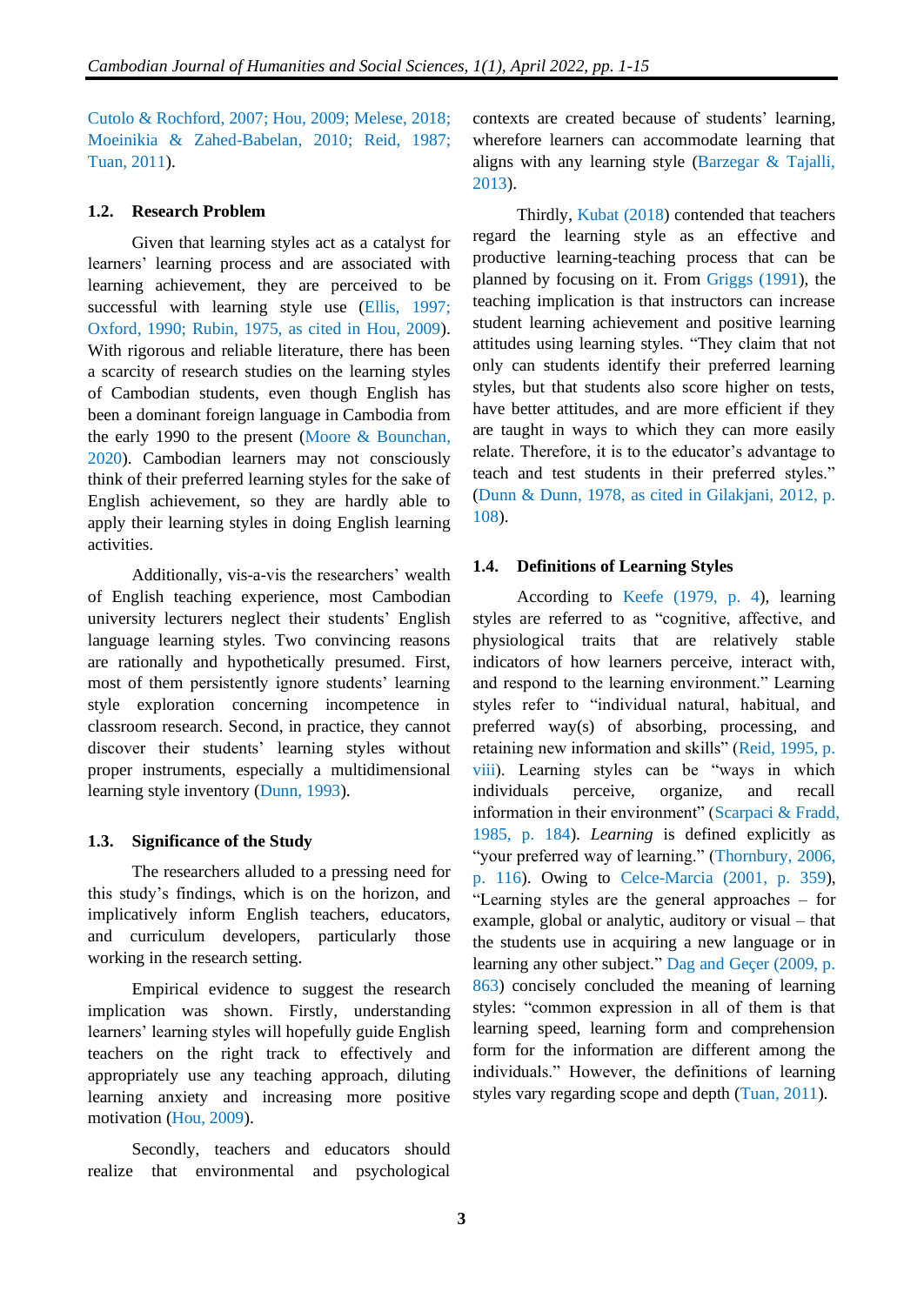Cutolo & Rochford, 2007; Hou, 2009; Melese, 2018; Moeinikia & Zahed-Babelan, 2010; Reid, 1987; Tuan, 2011).

### 1.2. Research Problem

Given that learning styles act as a catalyst for learners' learning process and are associated with learning achievement, they are perceived to be successful with learning style use (Ellis, 1997; Oxford, 1990; Rubin, 1975, as cited in Hou, 2009). With rigorous and reliable literature, there has been a scarcity of research studies on the learning styles of Cambodian students, even though English has been a dominant foreign language in Cambodia from the early 1990 to the present (Moore & Bounchan, 2020). Cambodian learners may not consciously think of their preferred learning styles for the sake of English achievement, so they are hardly able to apply their learning styles in doing English learning activities.

Additionally, vis-a-vis the researchers' wealth of English teaching experience, most Cambodian university lecturers neglect their students' English language learning styles. Two convincing reasons are rationally and hypothetically presumed. First, most of them persistently ignore students' learning style exploration concerning incompetence in classroom research. Second, in practice, they cannot discover their students' learning styles without proper instruments, especially a multidimensional learning style inventory (Dunn, 1993).

### 1.3. Significance of the Study

The researchers alluded to a pressing need for this study's findings, which is on the horizon, and implicatively inform English teachers, educators, and curriculum developers, particularly those working in the research setting.

Empirical evidence to suggest the research implication was shown. Firstly, understanding learners' learning styles will hopefully guide English teachers on the right track to effectively and appropriately use any teaching approach, diluting learning anxiety and increasing more positive motivation (Hou, 2009).

Secondly, teachers and educators should realize that environmental and psychological contexts are created because of students' learning, wherefore learners can accommodate learning that aligns with any learning style (Barzegar & Tajalli, 2013).

Thirdly, Kubat (2018) contended that teachers regard the learning style as an effective and productive learning-teaching process that can be planned by focusing on it. From Griggs (1991), the teaching implication is that instructors can increase student learning achievement and positive learning attitudes using learning styles. "They claim that not only can students identify their preferred learning styles, but that students also score higher on tests, have better attitudes, and are more efficient if they are taught in ways to which they can more easily relate. Therefore, it is to the educator's advantage to teach and test students in their preferred styles." (Dunn & Dunn, 1978, as cited in Gilakjani, 2012, p. 108).

### 1.4. Definitions of Learning Styles

According to Keefe (1979, p. 4), learning styles are referred to as "cognitive, affective, and physiological traits that are relatively stable indicators of how learners perceive, interact with, and respond to the learning environment." Learning styles refer to "individual natural, habitual, and preferred way(s) of absorbing, processing, and retaining new information and skills" (Reid, 1995, p. viii). Learning styles can be "ways in which individuals perceive, organize, and recall information in their environment" (Scarpaci & Fradd, 1985, p. 184). *Learning* is defined explicitly as "your preferred way of learning." (Thornbury, 2006, p. 116). Owing to Celce-Marcia (2001, p. 359), "Learning styles are the general approaches – for example, global or analytic, auditory or visual – that the students use in acquiring a new language or in learning any other subject." Dag and Geçer (2009, p. 863) concisely concluded the meaning of learning styles: "common expression in all of them is that learning speed, learning form and comprehension form for the information are different among the individuals." However, the definitions of learning styles vary regarding scope and depth (Tuan, 2011).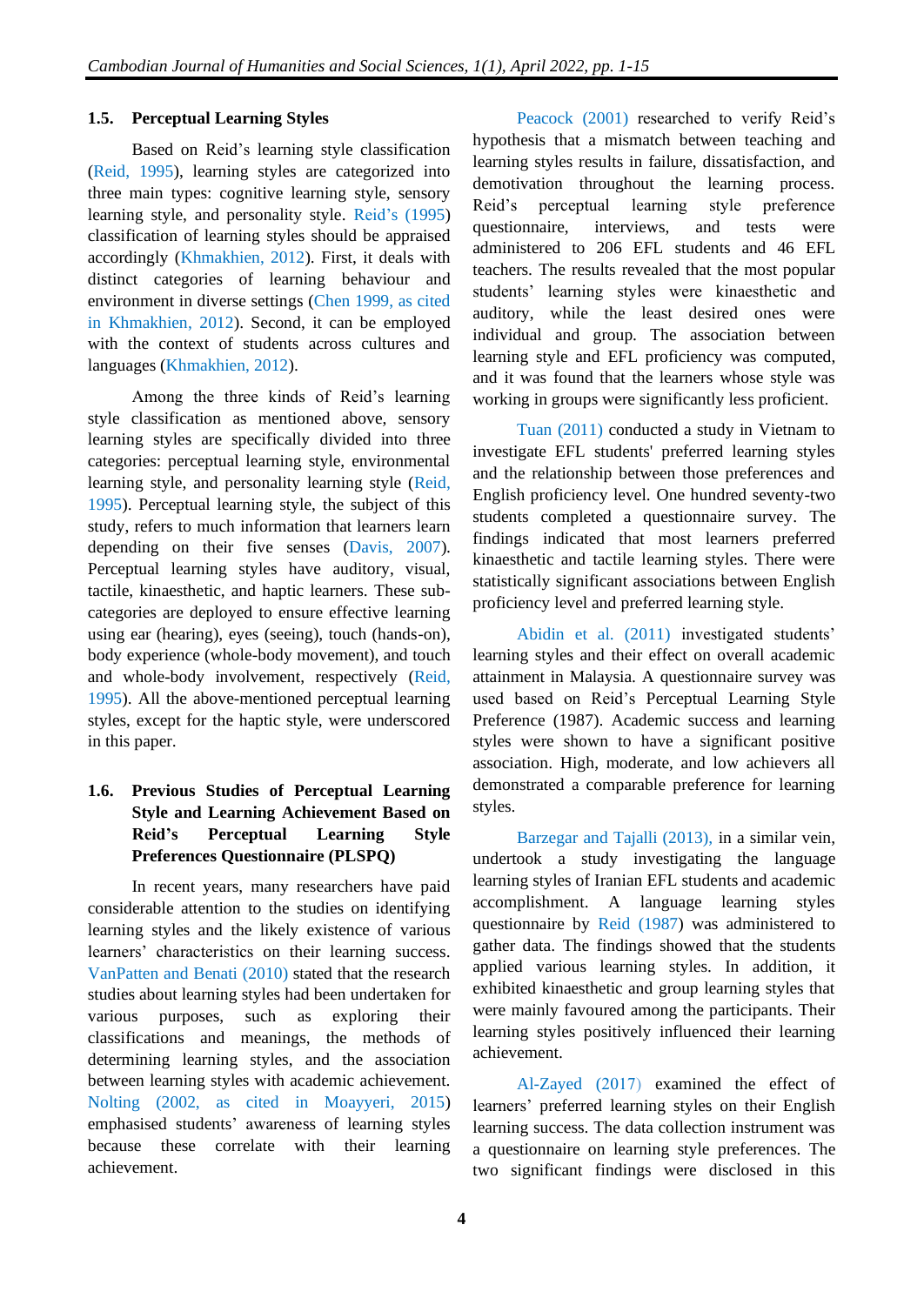### 1.5. Perceptual Learning Styles

Based on Reid's learning style classification (Reid, 1995), learning styles are categorized into three main types: cognitive learning style, sensory learning style, and personality style. Reid's (1995) classification of learning styles should be appraised accordingly (Khmakhien, 2012). First, it deals with distinct categories of learning behaviour and environment in diverse settings (Chen 1999, as cited in Khmakhien, 2012). Second, it can be employed with the context of students across cultures and languages (Khmakhien, 2012).

Among the three kinds of Reid's learning style classification as mentioned above, sensory learning styles are specifically divided into three categories: perceptual learning style, environmental learning style, and personality learning style (Reid, 1995). Perceptual learning style, the subject of this study, refers to much information that learners learn depending on their five senses (Davis, 2007). Perceptual learning styles have auditory, visual, tactile, kinaesthetic, and haptic learners. These sub-categories are deployed to ensure effective learning using ear (hearing), eyes (seeing), touch (hands-on), body experience (whole-body movement), and touch and whole-body involvement, respectively (Reid, 1995). All the above-mentioned perceptual learning styles, except for the haptic style, were underscored in this paper.

### 1.6. Previous Studies of Perceptual Learning Style and Learning Achievement Based on Reid's Perceptual Learning Style Preferences Questionnaire (PLSPQ)

In recent years, many researchers have paid considerable attention to the studies on identifying learning styles and the likely existence of various learners' characteristics on their learning success. VanPatten and Benati (2010) stated that the research studies about learning styles had been undertaken for various purposes, such as exploring their classifications and meanings, the methods of determining learning styles, and the association between learning styles with academic achievement. Nolting (2002, as cited in Moayyeri, 2015) emphasised students' awareness of learning styles because these correlate with their learning achievement.

Peacock (2001) researched to verify Reid's hypothesis that a mismatch between teaching and learning styles results in failure, dissatisfaction, and demotivation throughout the learning process. Reid's perceptual learning style preference questionnaire, interviews, and tests were administered to 206 EFL students and 46 EFL teachers. The results revealed that the most popular students' learning styles were kinaesthetic and auditory, while the least desired ones were individual and group. The association between learning style and EFL proficiency was computed, and it was found that the learners whose style was working in groups were significantly less proficient.

Tuan (2011) conducted a study in Vietnam to investigate EFL students' preferred learning styles and the relationship between those preferences and English proficiency level. One hundred seventy-two students completed a questionnaire survey. The findings indicated that most learners preferred kinaesthetic and tactile learning styles. There were statistically significant associations between English proficiency level and preferred learning style.

Abidin et al. (2011) investigated students' learning styles and their effect on overall academic attainment in Malaysia. A questionnaire survey was used based on Reid's Perceptual Learning Style Preference (1987). Academic success and learning styles were shown to have a significant positive association. High, moderate, and low achievers all demonstrated a comparable preference for learning styles.

Barzegar and Tajalli (2013), in a similar vein, undertook a study investigating the language learning styles of Iranian EFL students and academic accomplishment. A language learning styles questionnaire by Reid (1987) was administered to gather data. The findings showed that the students applied various learning styles. In addition, it exhibited kinaesthetic and group learning styles that were mainly favoured among the participants. Their learning styles positively influenced their learning achievement.

Al-Zayed (2017) examined the effect of learners' preferred learning styles on their English learning success. The data collection instrument was a questionnaire on learning style preferences. The two significant findings were disclosed in this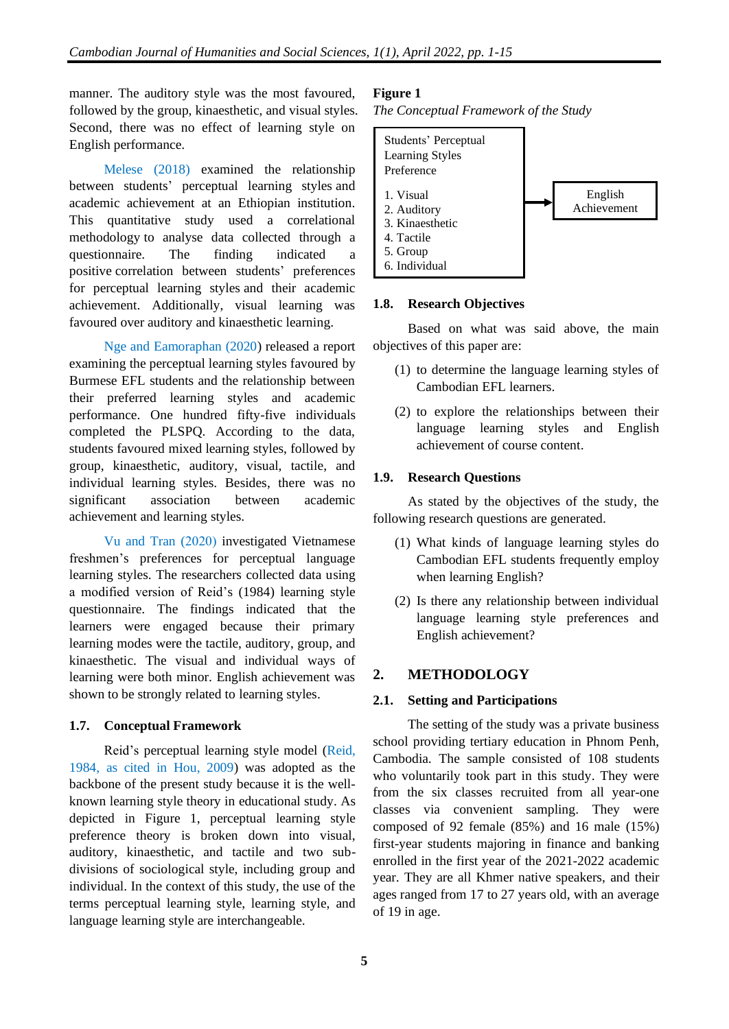manner. The auditory style was the most favoured, followed by the group, kinaesthetic, and visual styles. Second, there was no effect of learning style on English performance.

Melese (2018) examined the relationship between students' perceptual learning styles and academic achievement at an Ethiopian institution. This quantitative study used a correlational methodology to analyse data collected through a questionnaire. The finding indicated a positive correlation between students' preferences for perceptual learning styles and their academic achievement. Additionally, visual learning was favoured over auditory and kinaesthetic learning.

Nge and Eamoraphan (2020) released a report examining the perceptual learning styles favoured by Burmese EFL students and the relationship between their preferred learning styles and academic performance. One hundred fifty-five individuals completed the PLSPQ. According to the data, students favoured mixed learning styles, followed by group, kinaesthetic, auditory, visual, tactile, and individual learning styles. Besides, there was no significant association between academic achievement and learning styles.

Vu and Tran (2020) investigated Vietnamese freshmen's preferences for perceptual language learning styles. The researchers collected data using a modified version of Reid's (1984) learning style questionnaire. The findings indicated that the learners were engaged because their primary learning modes were the tactile, auditory, group, and kinaesthetic. The visual and individual ways of learning were both minor. English achievement was shown to be strongly related to learning styles.

### 1.7. Conceptual Framework

Reid's perceptual learning style model (Reid, 1984, as cited in Hou, 2009) was adopted as the backbone of the present study because it is the well-known learning style theory in educational study. As depicted in Figure 1, perceptual learning style preference theory is broken down into visual, auditory, kinaesthetic, and tactile and two sub-divisions of sociological style, including group and individual. In the context of this study, the use of the terms perceptual learning style, learning style, and language learning style are interchangeable.

**Figure 1**

*The Conceptual Framework of the Study*

| Students' Perceptual Learning Styles Preference | | |
|---|---|---|
| 1. Visual<br>2. Auditory<br>3. Kinaesthetic<br>4. Tactile<br>5. Group<br>6. Individual | → | English Achievement |

### 1.8. Research Objectives

Based on what was said above, the main objectives of this paper are:

(1) to determine the language learning styles of Cambodian EFL learners.

(2) to explore the relationships between their language learning styles and English achievement of course content.

### 1.9. Research Questions

As stated by the objectives of the study, the following research questions are generated.

(1) What kinds of language learning styles do Cambodian EFL students frequently employ when learning English?

(2) Is there any relationship between individual language learning style preferences and English achievement?

## 2. METHODOLOGY

### 2.1. Setting and Participations

The setting of the study was a private business school providing tertiary education in Phnom Penh, Cambodia. The sample consisted of 108 students who voluntarily took part in this study. They were from the six classes recruited from all year-one classes via convenient sampling. They were composed of 92 female (85%) and 16 male (15%) first-year students majoring in finance and banking enrolled in the first year of the 2021-2022 academic year. They are all Khmer native speakers, and their ages ranged from 17 to 27 years old, with an average of 19 in age.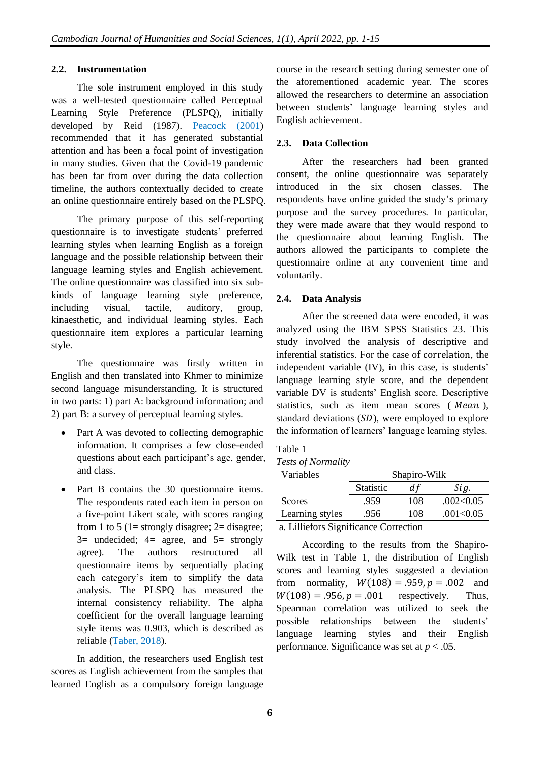### 2.2. Instrumentation

The sole instrument employed in this study was a well-tested questionnaire called Perceptual Learning Style Preference (PLSPQ), initially developed by Reid (1987). Peacock (2001) recommended that it has generated substantial attention and has been a focal point of investigation in many studies. Given that the Covid-19 pandemic has been far from over during the data collection timeline, the authors contextually decided to create an online questionnaire entirely based on the PLSPQ.

The primary purpose of this self-reporting questionnaire is to investigate students' preferred learning styles when learning English as a foreign language and the possible relationship between their language learning styles and English achievement. The online questionnaire was classified into six sub-kinds of language learning style preference, including visual, tactile, auditory, group, kinaesthetic, and individual learning styles. Each questionnaire item explores a particular learning style.

The questionnaire was firstly written in English and then translated into Khmer to minimize second language misunderstanding. It is structured in two parts: 1) part A: background information; and 2) part B: a survey of perceptual learning styles.

- Part A was devoted to collecting demographic information. It comprises a few close-ended questions about each participant's age, gender, and class.
- Part B contains the 30 questionnaire items. The respondents rated each item in person on a five-point Likert scale, with scores ranging from 1 to 5 (1= strongly disagree; 2= disagree; 3= undecided; 4= agree, and 5= strongly agree). The authors restructured all questionnaire items by sequentially placing each category's item to simplify the data analysis. The PLSPQ has measured the internal consistency reliability. The alpha coefficient for the overall language learning style items was 0.903, which is described as reliable (Taber, 2018).

In addition, the researchers used English test scores as English achievement from the samples that learned English as a compulsory foreign language course in the research setting during semester one of the aforementioned academic year. The scores allowed the researchers to determine an association between students' language learning styles and English achievement.

### 2.3. Data Collection

After the researchers had been granted consent, the online questionnaire was separately introduced in the six chosen classes. The respondents have online guided the study's primary purpose and the survey procedures. In particular, they were made aware that they would respond to the questionnaire about learning English. The authors allowed the participants to complete the questionnaire online at any convenient time and voluntarily.

### 2.4. Data Analysis

After the screened data were encoded, it was analyzed using the IBM SPSS Statistics 23. This study involved the analysis of descriptive and inferential statistics. For the case of correlation, the independent variable (IV), in this case, is students' language learning style score, and the dependent variable DV is students' English score. Descriptive statistics, such as item mean scores ($Mean$), standard deviations ($SD$), were employed to explore the information of learners' language learning styles.

Table 1
*Tests of Normality*

| Variables | Shapiro-Wilk | | |
|---|---|---|---|
| | Statistic | $df$ | $Sig.$ |
| Scores | .959 | 108 | .002<0.05 |
| Learning styles | .956 | 108 | .001<0.05 |

a. Lilliefors Significance Correction

According to the results from the Shapiro-Wilk test in Table 1, the distribution of English scores and learning styles suggested a deviation from normality, $W(108) = .959, p = .002$ and $W(108) = .956, p = .001$ respectively. Thus, Spearman correlation was utilized to seek the possible relationships between the students' language learning styles and their English performance. Significance was set at $p < .05$.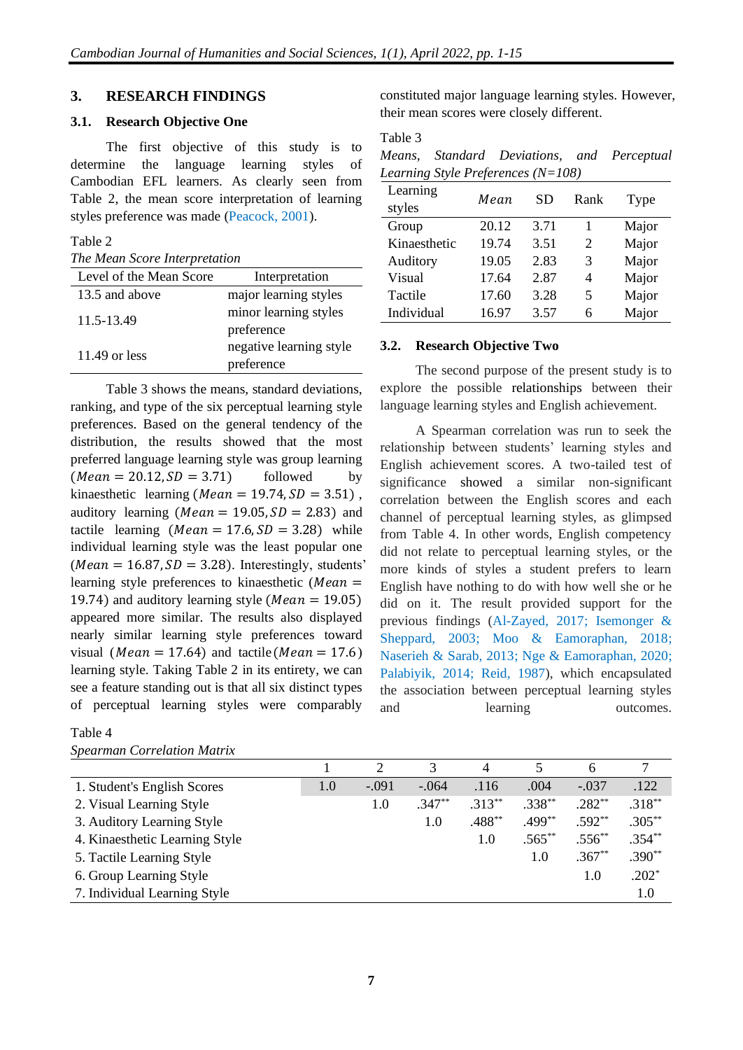## 3. RESEARCH FINDINGS

### 3.1. Research Objective One

The first objective of this study is to determine the language learning styles of Cambodian EFL learners. As clearly seen from Table 2, the mean score interpretation of learning styles preference was made (Peacock, 2001).

Table 2

*The Mean Score Interpretation*

| Level of the Mean Score | Interpretation |
|---|---|
| 13.5 and above | major learning styles |
| 11.5-13.49 | minor learning styles preference |
| 11.49 or less | negative learning style preference |

Table 3 shows the means, standard deviations, ranking, and type of the six perceptual learning style preferences. Based on the general tendency of the distribution, the results showed that the most preferred language learning style was group learning ($Mean = 20.12, SD = 3.71$) followed by kinaesthetic learning ($Mean = 19.74, SD = 3.51$), auditory learning ($Mean = 19.05, SD = 2.83$) and tactile learning ($Mean = 17.6, SD = 3.28$) while individual learning style was the least popular one ($Mean = 16.87, SD = 3.28$). Interestingly, students' learning style preferences to kinaesthetic ($Mean = 19.74$) and auditory learning style ($Mean = 19.05$) appeared more similar. The results also displayed nearly similar learning style preferences toward visual ($Mean = 17.64$) and tactile ($Mean = 17.6$) learning style. Taking Table 2 in its entirety, we can see a feature standing out is that all six distinct types of perceptual learning styles were comparably constituted major language learning styles. However, their mean scores were closely different.

Table 3

*Means, Standard Deviations, and Perceptual Learning Style Preferences (N=108)*

| Learning styles | *Mean* | SD | Rank | Type |
|---|---|---|---|---|
| Group | 20.12 | 3.71 | 1 | Major |
| Kinaesthetic | 19.74 | 3.51 | 2 | Major |
| Auditory | 19.05 | 2.83 | 3 | Major |
| Visual | 17.64 | 2.87 | 4 | Major |
| Tactile | 17.60 | 3.28 | 5 | Major |
| Individual | 16.97 | 3.57 | 6 | Major |

### 3.2. Research Objective Two

The second purpose of the present study is to explore the possible relationships between their language learning styles and English achievement.

A Spearman correlation was run to seek the relationship between students' learning styles and English achievement scores. A two-tailed test of significance showed a similar non-significant correlation between the English scores and each channel of perceptual learning styles, as glimpsed from Table 4. In other words, English competency did not relate to perceptual learning styles, or the more kinds of styles a student prefers to learn English have nothing to do with how well she or he did on it. The result provided support for the previous findings (Al-Zayed, 2017; Isemonger & Sheppard, 2003; Moo & Eamoraphan, 2018; Naserieh & Sarab, 2013; Nge & Eamoraphan, 2020; Palabiyik, 2014; Reid, 1987), which encapsulated the association between perceptual learning styles and learning outcomes.

Table 4

*Spearman Correlation Matrix*

| | 1 | 2 | 3 | 4 | 5 | 6 | 7 |
|---|---|---|---|---|---|---|---|
| 1. Student's English Scores | 1.0 | -.091 | -.064 | .116 | .004 | -.037 | .122 |
| 2. Visual Learning Style | | 1.0 | .347** | .313** | .338** | .282** | .318** |
| 3. Auditory Learning Style | | | 1.0 | .488** | .499** | .592** | .305** |
| 4. Kinaesthetic Learning Style | | | | 1.0 | .565** | .556** | .354** |
| 5. Tactile Learning Style | | | | | 1.0 | .367** | .390** |
| 6. Group Learning Style | | | | | | 1.0 | .202* |
| 7. Individual Learning Style | | | | | | | 1.0 |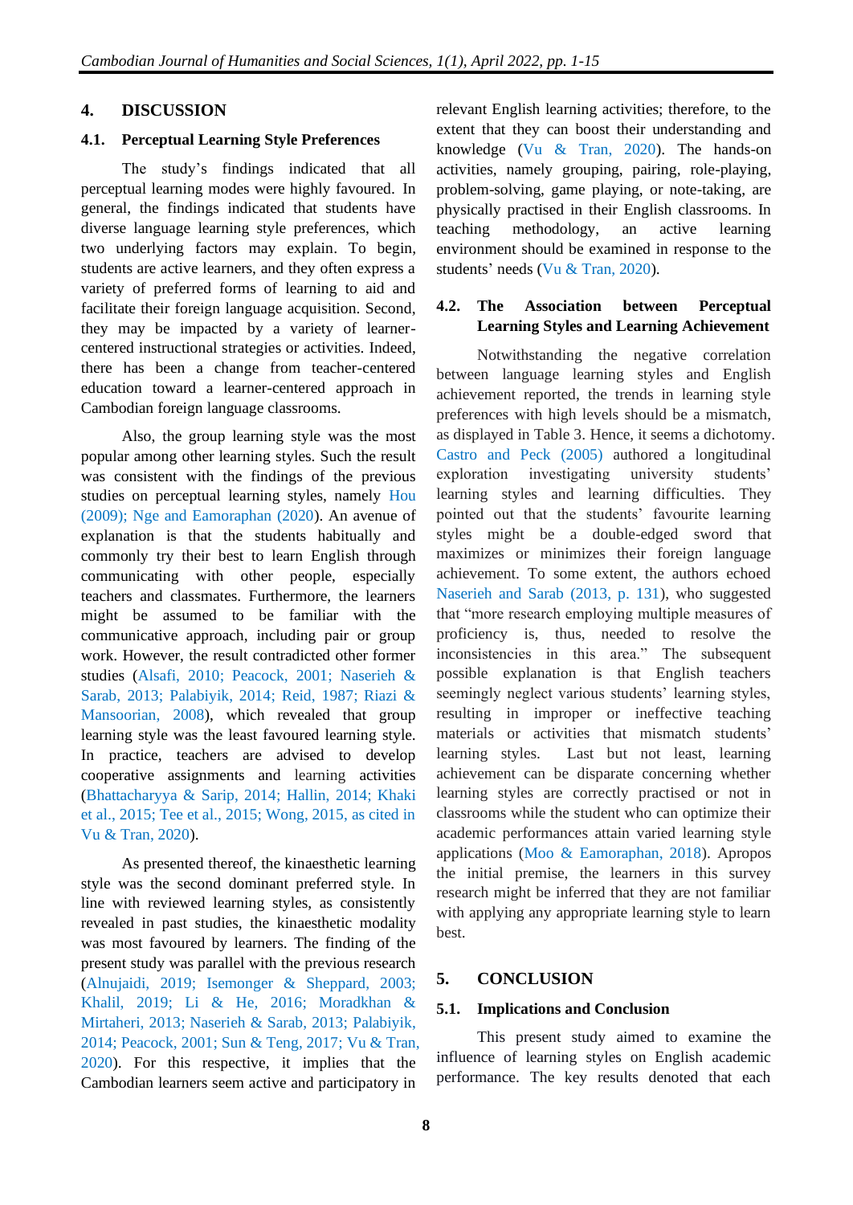## 4. DISCUSSION

### 4.1. Perceptual Learning Style Preferences

The study's findings indicated that all perceptual learning modes were highly favoured. In general, the findings indicated that students have diverse language learning style preferences, which two underlying factors may explain. To begin, students are active learners, and they often express a variety of preferred forms of learning to aid and facilitate their foreign language acquisition. Second, they may be impacted by a variety of learner-centered instructional strategies or activities. Indeed, there has been a change from teacher-centered education toward a learner-centered approach in Cambodian foreign language classrooms.

Also, the group learning style was the most popular among other learning styles. Such the result was consistent with the findings of the previous studies on perceptual learning styles, namely Hou (2009); Nge and Eamoraphan (2020). An avenue of explanation is that the students habitually and commonly try their best to learn English through communicating with other people, especially teachers and classmates. Furthermore, the learners might be assumed to be familiar with the communicative approach, including pair or group work. However, the result contradicted other former studies (Alsafi, 2010; Peacock, 2001; Naserieh & Sarab, 2013; Palabiyik, 2014; Reid, 1987; Riazi & Mansoorian, 2008), which revealed that group learning style was the least favoured learning style. In practice, teachers are advised to develop cooperative assignments and learning activities (Bhattacharyya & Sarip, 2014; Hallin, 2014; Khaki et al., 2015; Tee et al., 2015; Wong, 2015, as cited in Vu & Tran, 2020).

As presented thereof, the kinaesthetic learning style was the second dominant preferred style. In line with reviewed learning styles, as consistently revealed in past studies, the kinaesthetic modality was most favoured by learners. The finding of the present study was parallel with the previous research (Alnujaidi, 2019; Isemonger & Sheppard, 2003; Khalil, 2019; Li & He, 2016; Moradkhan & Mirtaheri, 2013; Naserieh & Sarab, 2013; Palabiyik, 2014; Peacock, 2001; Sun & Teng, 2017; Vu & Tran, 2020). For this respective, it implies that the Cambodian learners seem active and participatory in relevant English learning activities; therefore, to the extent that they can boost their understanding and knowledge (Vu & Tran, 2020). The hands-on activities, namely grouping, pairing, role-playing, problem-solving, game playing, or note-taking, are physically practised in their English classrooms. In teaching methodology, an active learning environment should be examined in response to the students' needs (Vu & Tran, 2020).

### 4.2. The Association between Perceptual Learning Styles and Learning Achievement

Notwithstanding the negative correlation between language learning styles and English achievement reported, the trends in learning style preferences with high levels should be a mismatch, as displayed in Table 3. Hence, it seems a dichotomy. Castro and Peck (2005) authored a longitudinal exploration investigating university students' learning styles and learning difficulties. They pointed out that the students' favourite learning styles might be a double-edged sword that maximizes or minimizes their foreign language achievement. To some extent, the authors echoed Naserieh and Sarab (2013, p. 131), who suggested that "more research employing multiple measures of proficiency is, thus, needed to resolve the inconsistencies in this area." The subsequent possible explanation is that English teachers seemingly neglect various students' learning styles, resulting in improper or ineffective teaching materials or activities that mismatch students' learning styles. Last but not least, learning achievement can be disparate concerning whether learning styles are correctly practised or not in classrooms while the student who can optimize their academic performances attain varied learning style applications (Moo & Eamoraphan, 2018). Apropos the initial premise, the learners in this survey research might be inferred that they are not familiar with applying any appropriate learning style to learn best.

## 5. CONCLUSION

### 5.1. Implications and Conclusion

This present study aimed to examine the influence of learning styles on English academic performance. The key results denoted that each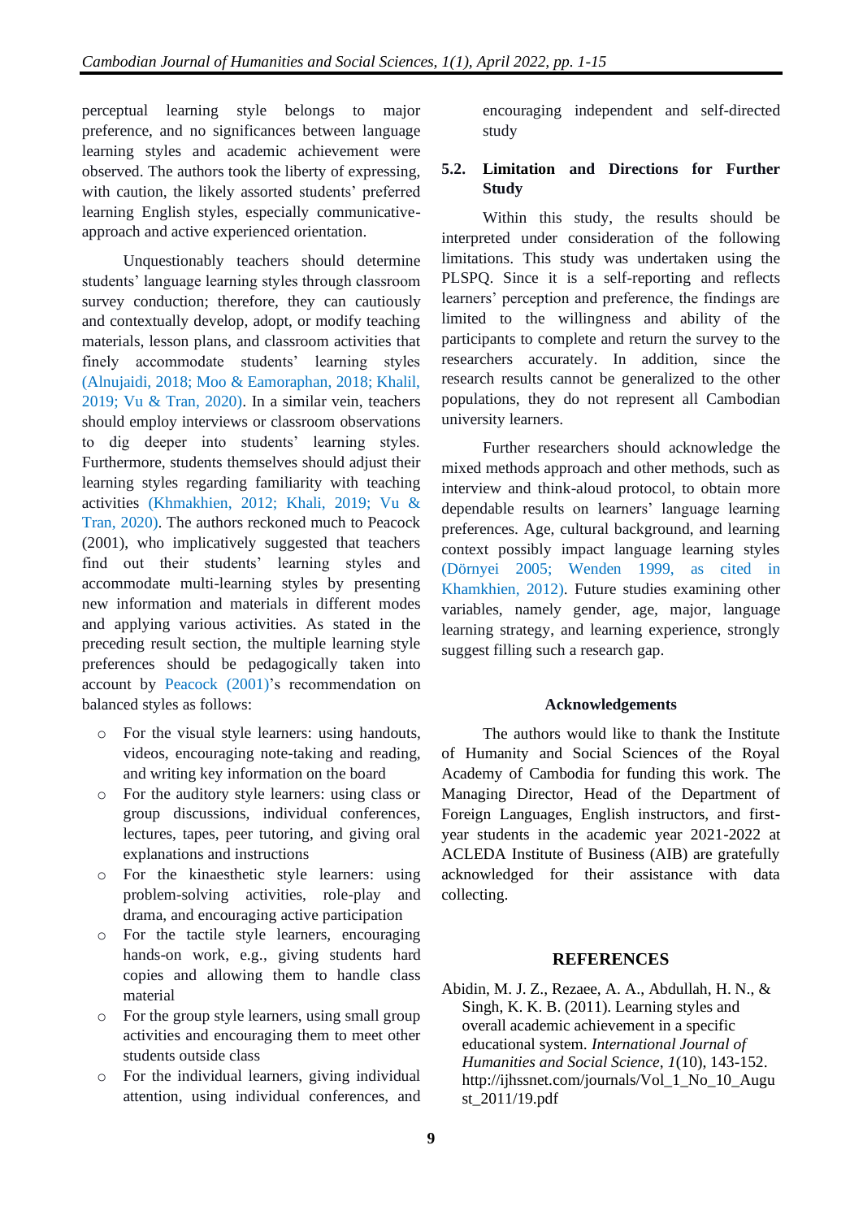perceptual learning style belongs to major preference, and no significances between language learning styles and academic achievement were observed. The authors took the liberty of expressing, with caution, the likely assorted students' preferred learning English styles, especially communicative-approach and active experienced orientation.

Unquestionably teachers should determine students' language learning styles through classroom survey conduction; therefore, they can cautiously and contextually develop, adopt, or modify teaching materials, lesson plans, and classroom activities that finely accommodate students' learning styles (Alnujaidi, 2018; Moo & Eamoraphan, 2018; Khalil, 2019; Vu & Tran, 2020). In a similar vein, teachers should employ interviews or classroom observations to dig deeper into students' learning styles. Furthermore, students themselves should adjust their learning styles regarding familiarity with teaching activities (Khmakhien, 2012; Khali, 2019; Vu & Tran, 2020). The authors reckoned much to Peacock (2001), who implicatively suggested that teachers find out their students' learning styles and accommodate multi-learning styles by presenting new information and materials in different modes and applying various activities. As stated in the preceding result section, the multiple learning style preferences should be pedagogically taken into account by Peacock (2001)'s recommendation on balanced styles as follows:

- For the visual style learners: using handouts, videos, encouraging note-taking and reading, and writing key information on the board
- For the auditory style learners: using class or group discussions, individual conferences, lectures, tapes, peer tutoring, and giving oral explanations and instructions
- For the kinaesthetic style learners: using problem-solving activities, role-play and drama, and encouraging active participation
- For the tactile style learners, encouraging hands-on work, e.g., giving students hard copies and allowing them to handle class material
- For the group style learners, using small group activities and encouraging them to meet other students outside class
- For the individual learners, giving individual attention, using individual conferences, and encouraging independent and self-directed study

## 5.2. Limitation and Directions for Further Study

Within this study, the results should be interpreted under consideration of the following limitations. This study was undertaken using the PLSPQ. Since it is a self-reporting and reflects learners' perception and preference, the findings are limited to the willingness and ability of the participants to complete and return the survey to the researchers accurately. In addition, since the research results cannot be generalized to the other populations, they do not represent all Cambodian university learners.

Further researchers should acknowledge the mixed methods approach and other methods, such as interview and think-aloud protocol, to obtain more dependable results on learners' language learning preferences. Age, cultural background, and learning context possibly impact language learning styles (Dörnyei 2005; Wenden 1999, as cited in Khamkhien, 2012). Future studies examining other variables, namely gender, age, major, language learning strategy, and learning experience, strongly suggest filling such a research gap.

## Acknowledgements

The authors would like to thank the Institute of Humanity and Social Sciences of the Royal Academy of Cambodia for funding this work. The Managing Director, Head of the Department of Foreign Languages, English instructors, and first-year students in the academic year 2021-2022 at ACLEDA Institute of Business (AIB) are gratefully acknowledged for their assistance with data collecting.

## REFERENCES

Abidin, M. J. Z., Rezaee, A. A., Abdullah, H. N., & Singh, K. K. B. (2011). Learning styles and overall academic achievement in a specific educational system. *International Journal of Humanities and Social Science*, *1*(10), 143-152. http://ijhssnet.com/journals/Vol_1_No_10_August_2011/19.pdf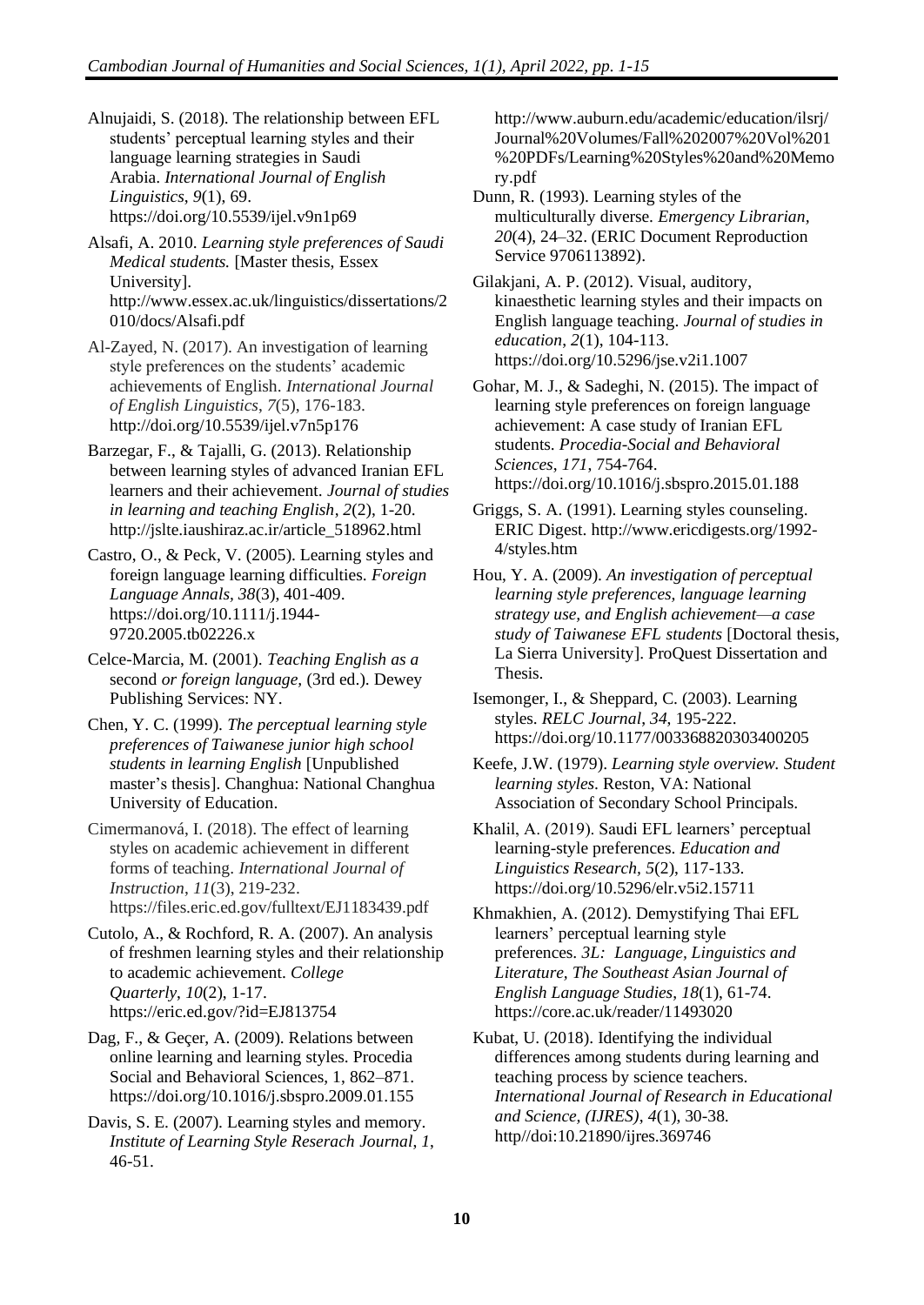Alnujaidi, S. (2018). The relationship between EFL students' perceptual learning styles and their language learning strategies in Saudi Arabia. *International Journal of English Linguistics*, *9*(1), 69. https://doi.org/10.5539/ijel.v9n1p69

Alsafi, A. 2010. *Learning style preferences of Saudi Medical students.* [Master thesis, Essex University]. http://www.essex.ac.uk/linguistics/dissertations/2010/docs/Alsafi.pdf

Al-Zayed, N. (2017). An investigation of learning style preferences on the students' academic achievements of English. *International Journal of English Linguistics*, *7*(5), 176-183. http://doi.org/10.5539/ijel.v7n5p176

Barzegar, F., & Tajalli, G. (2013). Relationship between learning styles of advanced Iranian EFL learners and their achievement. *Journal of studies in learning and teaching English*, *2*(2), 1-20. http://jslte.iaushiraz.ac.ir/article_518962.html

Castro, O., & Peck, V. (2005). Learning styles and foreign language learning difficulties. *Foreign Language Annals, 38*(3), 401-409. https://doi.org/10.1111/j.1944-9720.2005.tb02226.x

Celce-Marcia, M. (2001). *Teaching English as a* second *or foreign language,* (3rd ed.). Dewey Publishing Services: NY.

Chen, Y. C. (1999). *The perceptual learning style preferences of Taiwanese junior high school students in learning English* [Unpublished master's thesis]. Changhua: National Changhua University of Education.

Cimermanová, I. (2018). The effect of learning styles on academic achievement in different forms of teaching. *International Journal of Instruction*, *11*(3), 219-232. https://files.eric.ed.gov/fulltext/EJ1183439.pdf

Cutolo, A., & Rochford, R. A. (2007). An analysis of freshmen learning styles and their relationship to academic achievement. *College Quarterly*, *10*(2), 1-17. https://eric.ed.gov/?id=EJ813754

Dag, F., & Geçer, A. (2009). Relations between online learning and learning styles. Procedia Social and Behavioral Sciences, 1, 862–871. https://doi.org/10.1016/j.sbspro.2009.01.155

Davis, S. E. (2007). Learning styles and memory. *Institute of Learning Style Reserach Journal*, *1*, 46-51. http://www.auburn.edu/academic/education/ilsrj/Journal%20Volumes/Fall%202007%20Vol%201%20PDFs/Learning%20Styles%20and%20Memory.pdf

Dunn, R. (1993). Learning styles of the multiculturally diverse. *Emergency Librarian, 20*(4), 24–32. (ERIC Document Reproduction Service 9706113892).

Gilakjani, A. P. (2012). Visual, auditory, kinaesthetic learning styles and their impacts on English language teaching. *Journal of studies in education*, *2*(1), 104-113. https://doi.org/10.5296/jse.v2i1.1007

Gohar, M. J., & Sadeghi, N. (2015). The impact of learning style preferences on foreign language achievement: A case study of Iranian EFL students. *Procedia-Social and Behavioral Sciences*, *171*, 754-764. https://doi.org/10.1016/j.sbspro.2015.01.188

Griggs, S. A. (1991). Learning styles counseling. ERIC Digest. http://www.ericdigests.org/1992-4/styles.htm

Hou, Y. A. (2009). *An investigation of perceptual learning style preferences, language learning strategy use, and English achievement—a case study of Taiwanese EFL students* [Doctoral thesis, La Sierra University]. ProQuest Dissertation and Thesis.

Isemonger, I., & Sheppard, C. (2003). Learning styles. *RELC Journal*, *34*, 195-222. https://doi.org/10.1177/003368820303400205

Keefe, J.W. (1979). *Learning style overview. Student learning styles*. Reston, VA: National Association of Secondary School Principals.

Khalil, A. (2019). Saudi EFL learners' perceptual learning-style preferences. *Education and Linguistics Research, 5*(2), 117-133. https://doi.org/10.5296/elr.v5i2.15711

Khmakhien, A. (2012). Demystifying Thai EFL learners' perceptual learning style preferences. *3L: Language, Linguistics and Literature, The Southeast Asian Journal of English Language Studies, 18*(1), 61-74. https://core.ac.uk/reader/11493020

Kubat, U. (2018). Identifying the individual differences among students during learning and teaching process by science teachers. *International Journal of Research in Educational and Science, (IJRES)*, *4*(1), 30-38. http//doi:10.21890/ijres.369746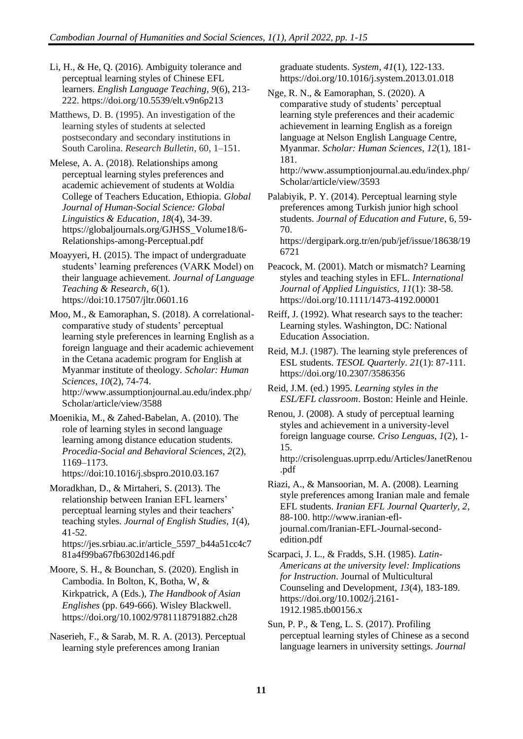Li, H., & He, Q. (2016). Ambiguity tolerance and perceptual learning styles of Chinese EFL learners. *English Language Teaching*, *9*(6), 213-222. https://doi.org/10.5539/elt.v9n6p213

Matthews, D. B. (1995). An investigation of the learning styles of students at selected postsecondary and secondary institutions in South Carolina. *Research Bulletin*, 60, 1–151.

Melese, A. A. (2018). Relationships among perceptual learning styles preferences and academic achievement of students at Woldia College of Teachers Education, Ethiopia. *Global Journal of Human-Social Science: Global Linguistics & Education*, *18*(4), 34-39. https://globaljournals.org/GJHSS_Volume18/6-Relationships-among-Perceptual.pdf

Moayyeri, H. (2015). The impact of undergraduate students' learning preferences (VARK Model) on their language achievement. *Journal of Language Teaching & Research*, *6*(1). https://doi:10.17507/jltr.0601.16

Moo, M., & Eamoraphan, S. (2018). A correlational-comparative study of students' perceptual learning style preferences in learning English as a foreign language and their academic achievement in the Cetana academic program for English at Myanmar institute of theology. *Scholar: Human Sciences*, *10*(2), 74-74. http://www.assumptionjournal.au.edu/index.php/Scholar/article/view/3588

Moenikia, M., & Zahed-Babelan, A. (2010). The role of learning styles in second language learning among distance education students. *Procedia-Social and Behavioral Sciences*, *2*(2), 1169–1173. https://doi:10.1016/j.sbspro.2010.03.167

Moradkhan, D., & Mirtaheri, S. (2013). The relationship between Iranian EFL learners' perceptual learning styles and their teachers' teaching styles. *Journal of English Studies*, *1*(4), 41-52. https://jes.srbiau.ac.ir/article_5597_b44a51cc4c781a4f99ba67fb6302d146.pdf

Moore, S. H., & Bounchan, S. (2020). English in Cambodia. In Bolton, K, Botha, W, & Kirkpatrick, A (Eds.), *The Handbook of Asian Englishes* (pp. 649-666). Wisley Blackwell. https://doi.org/10.1002/9781118791882.ch28

Naserieh, F., & Sarab, M. R. A. (2013). Perceptual learning style preferences among Iranian graduate students. *System, 41*(1), 122-133. https://doi.org/10.1016/j.system.2013.01.018

Nge, R. N., & Eamoraphan, S. (2020). A comparative study of students' perceptual learning style preferences and their academic achievement in learning English as a foreign language at Nelson English Language Centre, Myanmar. *Scholar: Human Sciences*, *12*(1), 181-181. http://www.assumptionjournal.au.edu/index.php/Scholar/article/view/3593

Palabiyik, P. Y. (2014). Perceptual learning style preferences among Turkish junior high school students. *Journal of Education and Future*, 6, 59-70. https://dergipark.org.tr/en/pub/jef/issue/18638/196721

Peacock, M. (2001). Match or mismatch? Learning styles and teaching styles in EFL. *International Journal of Applied Linguistics, 11*(1): 38-58. https://doi.org/10.1111/1473-4192.00001

Reiff, J. (1992). What research says to the teacher: Learning styles. Washington, DC: National Education Association.

Reid, M.J. (1987). The learning style preferences of ESL students. *TESOL Quarterly*. *21*(1): 87-111. https://doi.org/10.2307/3586356

Reid, J.M. (ed.) 1995. *Learning styles in the ESL/EFL classroom*. Boston: Heinle and Heinle.

Renou, J. (2008). A study of perceptual learning styles and achievement in a university-level foreign language course. *Criso Lenguas*, *1*(2), 1-15. http://crisolenguas.uprrp.edu/Articles/JanetRenou.pdf

Riazi, A., & Mansoorian, M. A. (2008). Learning style preferences among Iranian male and female EFL students. *Iranian EFL Journal Quarterly*, *2*, 88-100. http://www.iranian-efl-journal.com/Iranian-EFL-Journal-second-edition.pdf

Scarpaci, J. L., & Fradds, S.H. (1985). *Latin-Americans at the university level: Implications for Instruction*. Journal of Multicultural Counseling and Development, *13*(4), 183-189. https://doi.org/10.1002/j.2161-1912.1985.tb00156.x

Sun, P. P., & Teng, L. S. (2017). Profiling perceptual learning styles of Chinese as a second language learners in university settings. *Journal*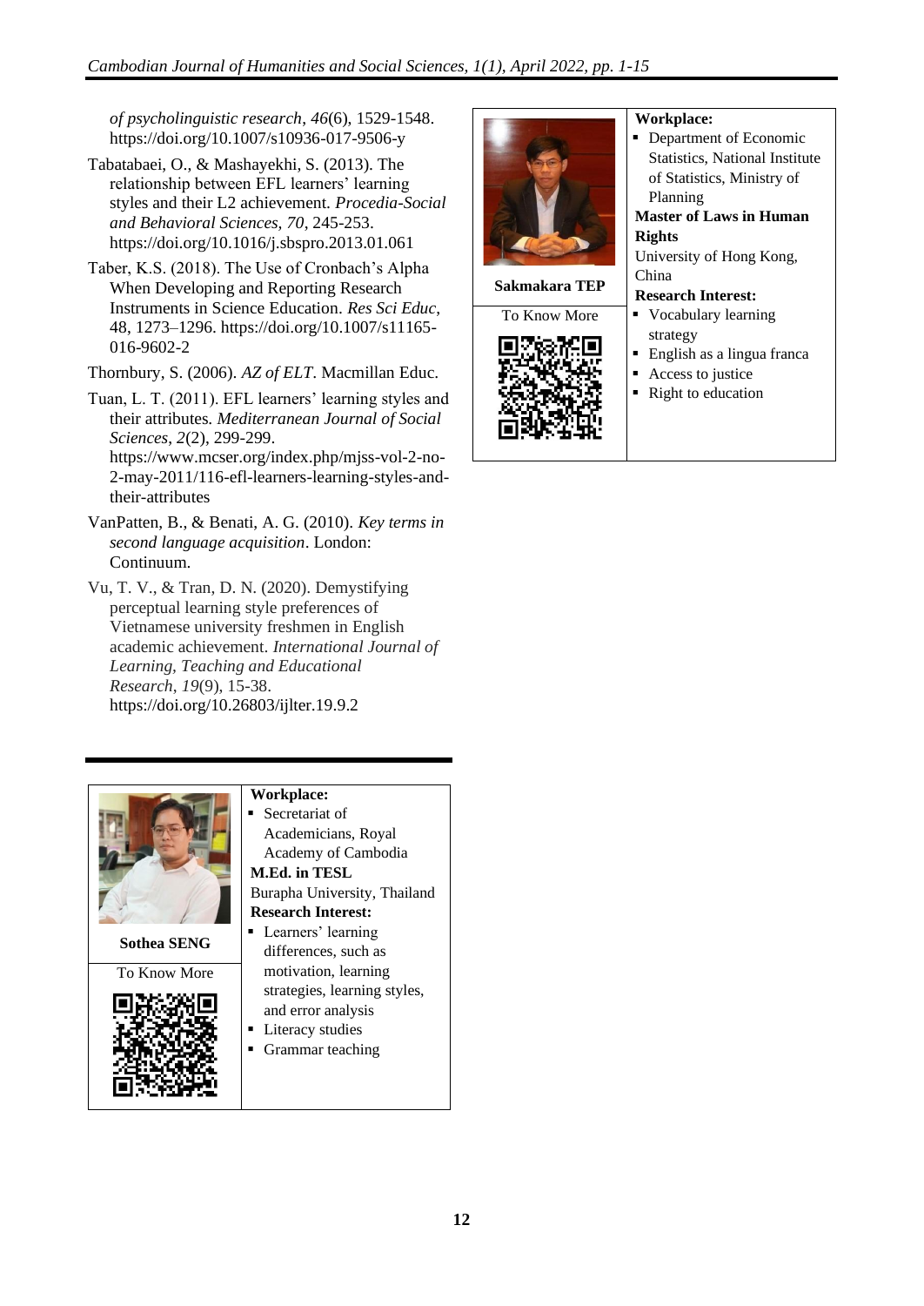*of psycholinguistic research*, *46*(6), 1529-1548. https://doi.org/10.1007/s10936-017-9506-y

Tabatabaei, O., & Mashayekhi, S. (2013). The relationship between EFL learners' learning styles and their L2 achievement. *Procedia-Social and Behavioral Sciences*, *70*, 245-253. https://doi.org/10.1016/j.sbspro.2013.01.061

Taber, K.S. (2018). The Use of Cronbach's Alpha When Developing and Reporting Research Instruments in Science Education. *Res Sci Educ*, 48, 1273–1296. https://doi.org/10.1007/s11165-016-9602-2

Thornbury, S. (2006). *AZ of ELT*. Macmillan Educ.

Tuan, L. T. (2011). EFL learners' learning styles and their attributes. *Mediterranean Journal of Social Sciences*, *2*(2), 299-299. https://www.mcser.org/index.php/mjss-vol-2-no-2-may-2011/116-efl-learners-learning-styles-and-their-attributes

VanPatten, B., & Benati, A. G. (2010). *Key terms in second language acquisition*. London: Continuum.

Vu, T. V., & Tran, D. N. (2020). Demystifying perceptual learning style preferences of Vietnamese university freshmen in English academic achievement. *International Journal of Learning, Teaching and Educational Research*, *19*(9), 15-38. https://doi.org/10.26803/ijlter.19.9.2

---

**Sothea SENG**

To Know More

**Workplace:**

- Secretariat of Academicians, Royal Academy of Cambodia

**M.Ed. in TESL**

Burapha University, Thailand

**Research Interest:**

- Learners' learning differences, such as motivation, learning strategies, learning styles, and error analysis
- Literacy studies
- Grammar teaching

---

**Sakmakara TEP**

To Know More

**Workplace:**

- Department of Economic Statistics, National Institute of Statistics, Ministry of Planning

**Master of Laws in Human Rights**

University of Hong Kong, China

**Research Interest:**

- Vocabulary learning strategy
- English as a lingua franca
- Access to justice
- Right to education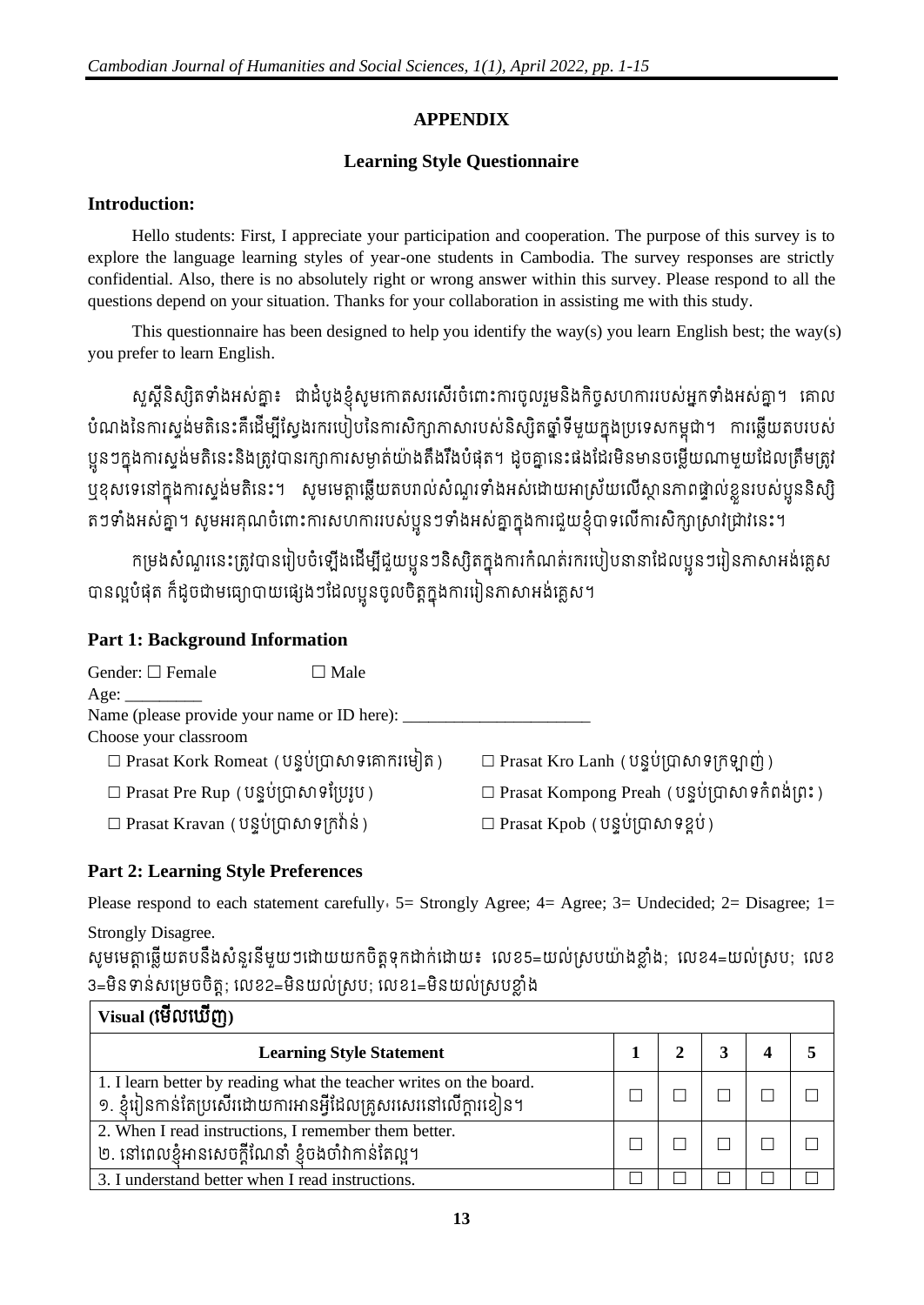# APPENDIX

## Learning Style Questionnaire

### Introduction:

Hello students: First, I appreciate your participation and cooperation. The purpose of this survey is to explore the language learning styles of year-one students in Cambodia. The survey responses are strictly confidential. Also, there is no absolutely right or wrong answer within this survey. Please respond to all the questions depend on your situation. Thanks for your collaboration in assisting me with this study.

This questionnaire has been designed to help you identify the way(s) you learn English best; the way(s) you prefer to learn English.

សួស្តីនិស្សិតទាំងអស់គ្នា៖ ជាដំបូងខ្ញុំសូមកោតសរសើរចំពោះការចូលរួមនិងកិច្ចសហការរបស់អ្នកទាំងអស់គ្នា។ គោលបំណងនៃការស្ទង់មតិនេះគឺដើម្បីស្វែងរករបៀបនៃការសិក្សាភាសារបស់និស្សិតឆ្នាំទីមួយក្នុងប្រទេសកម្ពុជា។ ការឆ្លើយតបរបស់ប្អូនៗក្នុងការស្ទង់មតិនេះនិងត្រូវបានរក្សាការសម្ងាត់យ៉ាងតឹងរឹងបំផុត។ ដូចគ្នានេះផងដែរមិនមានចម្លើយណាមួយដែលត្រឹមត្រូវឬខុសទេនៅក្នុងការស្ទង់មតិនេះ។ សូមមេត្តាឆ្លើយតបរាល់សំណួរទាំងអស់ដោយអាស្រ័យលើស្ថានភាពផ្ទាល់ខ្លួនរបស់ប្អូននិស្សិតៗទាំងអស់គ្នា។ សូមអរគុណចំពោះការសហការរបស់ប្អូនៗទាំងអស់គ្នាក្នុងការជួយខ្ញុំបាទលើការសិក្សាស្រាវជ្រាវនេះ។

កម្រងសំណួរនេះត្រូវបានរៀបចំឡើងដើម្បីជួយប្អូនៗនិស្សិតក្នុងការកំណត់របៀបនានាដែលប្អូនៗរៀនភាសាអង់គ្លេសបានល្អបំផុត ក៏ដូចជាមធ្យោបាយផ្សេងៗដែលប្អូនចូលចិត្តក្នុងការរៀនភាសាអង់គ្លេស។

### Part 1: Background Information

Gender: ☐ Female ☐ Male

Age: _________

Name (please provide your name or ID here): ______________________

Choose your classroom

☐ Prasat Kork Romeat (បន្ទប់ប្រាសាទគោករមៀត) ☐ Prasat Kro Lanh (បន្ទប់ប្រាសាទក្រឡាញ់)

☐ Prasat Pre Rup (បន្ទប់ប្រាសាទប្រែរូប) ☐ Prasat Kompong Preah (បន្ទប់ប្រាសាទកំពង់ព្រះ)

☐ Prasat Kravan (បន្ទប់ប្រាសាទក្រវ៉ាន់) ☐ Prasat Kpob (បន្ទប់ប្រាសាទខ្ពប់)

### Part 2: Learning Style Preferences

Please respond to each statement carefully, 5= Strongly Agree; 4= Agree; 3= Undecided; 2= Disagree; 1= Strongly Disagree.

សូមមេត្តាឆ្លើយតបនឹងសំនួរនីមួយៗដោយយកចិត្តទុកដាក់ដោយ៖ លេខ5=យល់ស្របយ៉ាងខ្លាំង; លេខ4=យល់ស្រប; លេខ3=មិនទាន់សម្រេចចិត្ត; លេខ2=មិនយល់ស្រប; លេខ1=មិនយល់ស្របខ្លាំង

| Visual (មើលឃើញ) | | | | | |
|---|---|---|---|---|---|
| **Learning Style Statement** | **1** | **2** | **3** | **4** | **5** |
| 1. I learn better by reading what the teacher writes on the board.<br>១. ខ្ញុំរៀនកាន់តែប្រសើរដោយការអានអ្វីដែលគ្រូសរសេរនៅលើក្តារខៀន។ | ☐ | ☐ | ☐ | ☐ | ☐ |
| 2. When I read instructions, I remember them better.<br>២. នៅពេលខ្ញុំអានសេចក្តីណែនាំ ខ្ញុំចងចាំវាកាន់តែល្អ។ | ☐ | ☐ | ☐ | ☐ | ☐ |
| 3. I understand better when I read instructions. | ☐ | ☐ | ☐ | ☐ | ☐ |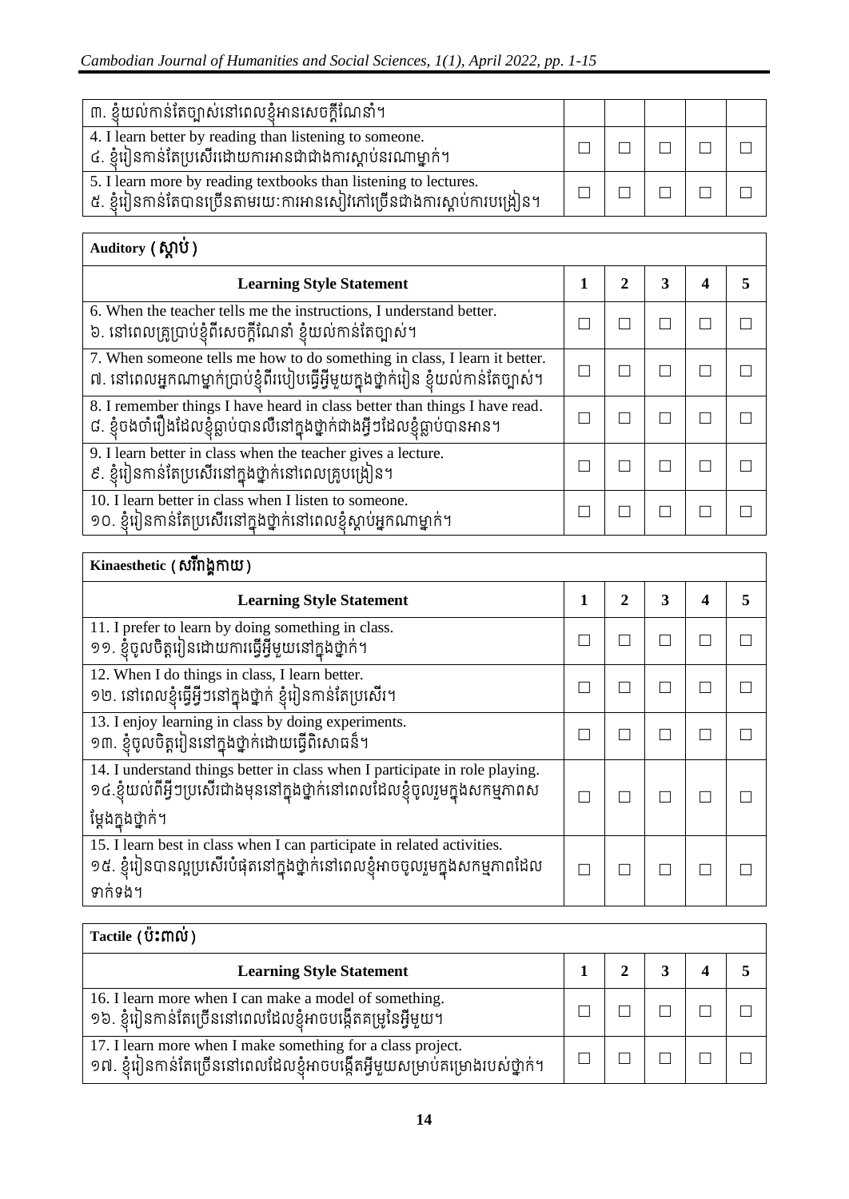| | | | | | |
|---|---|---|---|---|---|
| ៣. ខ្ញុំយល់កាន់តែច្បាស់នៅពេលខ្ញុំអានសេចក្តីណែនាំ។ | | | | | |
| 4. I learn better by reading than listening to someone. ៤. ខ្ញុំរៀនកាន់តែប្រសើរដោយការអានជាជាងការស្តាប់នរណាម្នាក់។ | ☐ | ☐ | ☐ | ☐ | ☐ |
| 5. I learn more by reading textbooks than listening to lectures. ៥. ខ្ញុំរៀនកាន់តែបានច្រើនតាមរយៈការអានសៀវភៅច្រើនជាងការស្តាប់ការបង្រៀន។ | ☐ | ☐ | ☐ | ☐ | ☐ |

**Auditory (ស្តាប់)**

| Learning Style Statement | 1 | 2 | 3 | 4 | 5 |
|---|---|---|---|---|---|
| 6. When the teacher tells me the instructions, I understand better. ៦. នៅពេលគ្រូប្រាប់ខ្ញុំពីសេចក្តីណែនាំ ខ្ញុំយល់កាន់តែច្បាស់។ | ☐ | ☐ | ☐ | ☐ | ☐ |
| 7. When someone tells me how to do something in class, I learn it better. ៧. នៅពេលអ្នកណាម្នាក់ប្រាប់ខ្ញុំពីរបៀបធ្វើអ្វីមួយក្នុងថ្នាក់រៀន ខ្ញុំយល់កាន់តែច្បាស់។ | ☐ | ☐ | ☐ | ☐ | ☐ |
| 8. I remember things I have heard in class better than things I have read. ៨. ខ្ញុំចងចាំរឿងដែលខ្ញុំធ្លាប់បានលឺនៅក្នុងថ្នាក់ជាងអ្វីៗដែលខ្ញុំធ្លាប់បានអាន។ | ☐ | ☐ | ☐ | ☐ | ☐ |
| 9. I learn better in class when the teacher gives a lecture. ៩. ខ្ញុំរៀនកាន់តែប្រសើរនៅក្នុងថ្នាក់នៅពេលគ្រូបង្រៀន។ | ☐ | ☐ | ☐ | ☐ | ☐ |
| 10. I learn better in class when I listen to someone. ១០. ខ្ញុំរៀនកាន់តែប្រសើរនៅក្នុងថ្នាក់នៅពេលខ្ញុំស្តាប់អ្នកណាម្នាក់។ | ☐ | ☐ | ☐ | ☐ | ☐ |

**Kinaesthetic (សរីរាង្គកាយ)**

| Learning Style Statement | 1 | 2 | 3 | 4 | 5 |
|---|---|---|---|---|---|
| 11. I prefer to learn by doing something in class. ១១. ខ្ញុំចូលចិត្តរៀនដោយការធ្វើអ្វីមួយនៅក្នុងថ្នាក់។ | ☐ | ☐ | ☐ | ☐ | ☐ |
| 12. When I do things in class, I learn better. ១២. នៅពេលខ្ញុំធ្វើអ្វីៗនៅក្នុងថ្នាក់ ខ្ញុំរៀនកាន់តែប្រសើរ។ | ☐ | ☐ | ☐ | ☐ | ☐ |
| 13. I enjoy learning in class by doing experiments. ១៣. ខ្ញុំចូលចិត្តរៀននៅក្នុងថ្នាក់ដោយធ្វើពិសោធន៍។ | ☐ | ☐ | ☐ | ☐ | ☐ |
| 14. I understand things better in class when I participate in role playing. ១៤.ខ្ញុំយល់ពីអ្វីៗប្រសើរជាងមុននៅក្នុងថ្នាក់នៅពេលដែលខ្ញុំចូលរួមក្នុងសកម្មភាពសម្តែងក្នុងថ្នាក់។ | ☐ | ☐ | ☐ | ☐ | ☐ |
| 15. I learn best in class when I can participate in related activities. ១៥. ខ្ញុំរៀនបានល្អប្រសើរបំផុតនៅក្នុងថ្នាក់នៅពេលខ្ញុំអាចចូលរួមក្នុងសកម្មភាពដែលទាក់ទង។ | ☐ | ☐ | ☐ | ☐ | ☐ |

**Tactile (ប៉ះពាល់)**

| Learning Style Statement | 1 | 2 | 3 | 4 | 5 |
|---|---|---|---|---|---|
| 16. I learn more when I can make a model of something. ១៦. ខ្ញុំរៀនកាន់តែច្រើននៅពេលដែលខ្ញុំអាចបង្កើតគម្រូនៃអ្វីមួយ។ | ☐ | ☐ | ☐ | ☐ | ☐ |
| 17. I learn more when I make something for a class project. ១៧. ខ្ញុំរៀនកាន់តែច្រើននៅពេលដែលខ្ញុំអាចបង្កើតអ្វីមួយសម្រាប់គម្រោងរបស់ថ្នាក់។ | ☐ | ☐ | ☐ | ☐ | ☐ |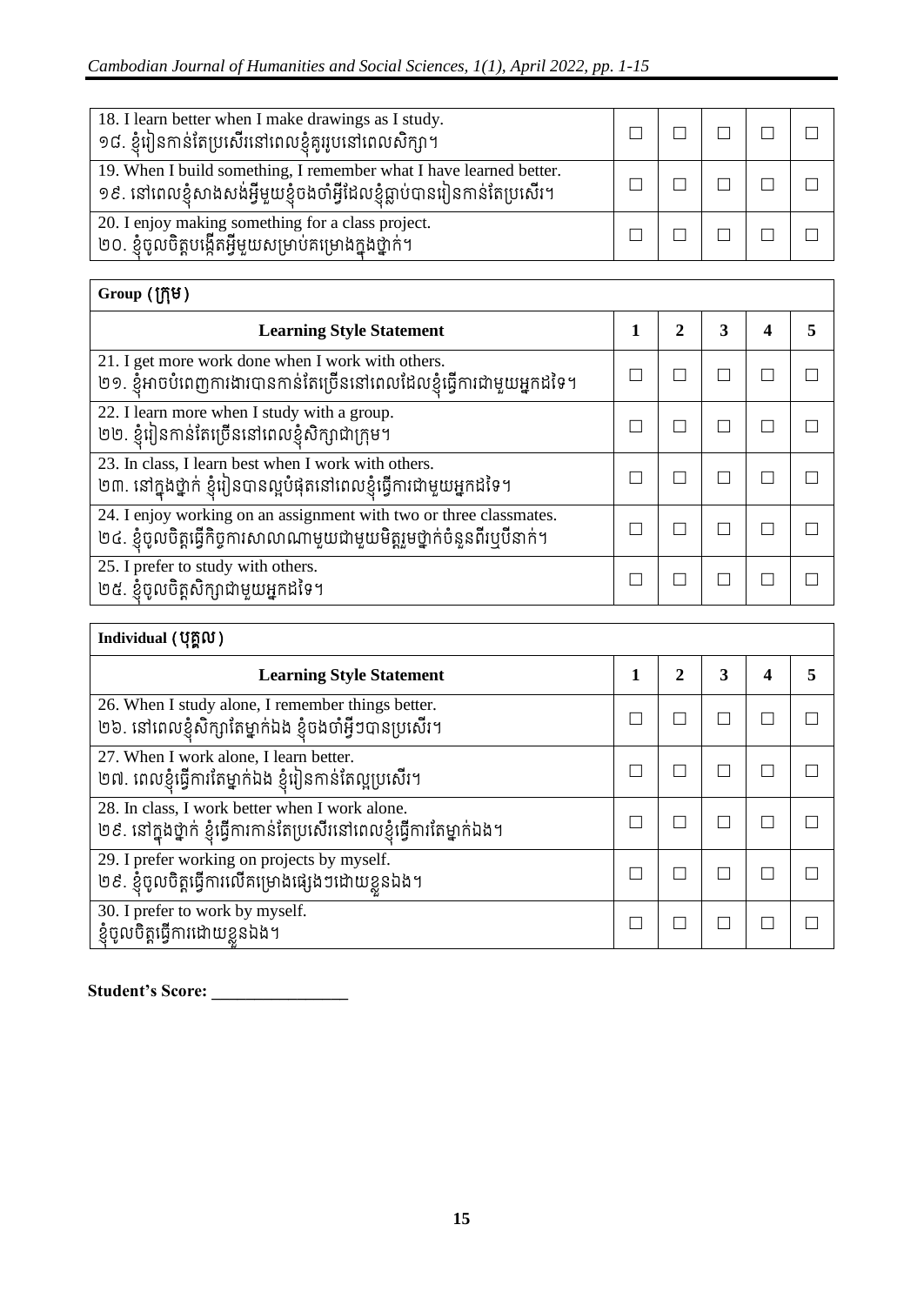| | | | | | |
|---|---|---|---|---|---|
| 18. I learn better when I make drawings as I study.<br>១៨. ខ្ញុំរៀនកាន់តែប្រសើរនៅពេលខ្ញុំគូររូបនៅពេលសិក្សា។ | ☐ | ☐ | ☐ | ☐ | ☐ |
| 19. When I build something, I remember what I have learned better.<br>១៩. នៅពេលខ្ញុំសាងសង់អ្វីមួយខ្ញុំចងចាំអ្វីដែលខ្ញុំធ្លាប់បានរៀនកាន់តែប្រសើរ។ | ☐ | ☐ | ☐ | ☐ | ☐ |
| 20. I enjoy making something for a class project.<br>២០. ខ្ញុំចូលចិត្តបង្កើតអ្វីមួយសម្រាប់គម្រោងក្នុងថ្នាក់។ | ☐ | ☐ | ☐ | ☐ | ☐ |

**Group (ក្រុម)**

| Learning Style Statement | 1 | 2 | 3 | 4 | 5 |
|---|---|---|---|---|---|
| 21. I get more work done when I work with others.<br>២១. ខ្ញុំអាចបំពេញការងារបានកាន់តែច្រើននៅពេលដែលខ្ញុំធ្វើការជាមួយអ្នកដទៃ។ | ☐ | ☐ | ☐ | ☐ | ☐ |
| 22. I learn more when I study with a group.<br>២២. ខ្ញុំរៀនកាន់តែច្រើននៅពេលខ្ញុំសិក្សាជាក្រុម។ | ☐ | ☐ | ☐ | ☐ | ☐ |
| 23. In class, I learn best when I work with others.<br>២៣. នៅក្នុងថ្នាក់ ខ្ញុំរៀនបានល្អបំផុតនៅពេលខ្ញុំធ្វើការជាមួយអ្នកដទៃ។ | ☐ | ☐ | ☐ | ☐ | ☐ |
| 24. I enjoy working on an assignment with two or three classmates.<br>២៤. ខ្ញុំចូលចិត្តធ្វើកិច្ចការសាលាណាមួយជាមួយមិត្តរួមថ្នាក់ចំនួនពីរឬបីនាក់។ | ☐ | ☐ | ☐ | ☐ | ☐ |
| 25. I prefer to study with others.<br>២៥. ខ្ញុំចូលចិត្តសិក្សាជាមួយអ្នកដទៃ។ | ☐ | ☐ | ☐ | ☐ | ☐ |

**Individual (បុគ្គល)**

| Learning Style Statement | 1 | 2 | 3 | 4 | 5 |
|---|---|---|---|---|---|
| 26. When I study alone, I remember things better.<br>២៦. នៅពេលខ្ញុំសិក្សាតែម្នាក់ឯង ខ្ញុំចងចាំអ្វីៗបានប្រសើរ។ | ☐ | ☐ | ☐ | ☐ | ☐ |
| 27. When I work alone, I learn better.<br>២៧. ពេលខ្ញុំធ្វើការតែម្នាក់ឯង ខ្ញុំរៀនកាន់តែល្អប្រសើរ។ | ☐ | ☐ | ☐ | ☐ | ☐ |
| 28. In class, I work better when I work alone.<br>២៨. នៅក្នុងថ្នាក់ ខ្ញុំធ្វើការកាន់តែប្រសើរនៅពេលខ្ញុំធ្វើការតែម្នាក់ឯង។ | ☐ | ☐ | ☐ | ☐ | ☐ |
| 29. I prefer working on projects by myself.<br>២៩. ខ្ញុំចូលចិត្តធ្វើការលើគម្រោងផ្សេងៗដោយខ្លួនឯង។ | ☐ | ☐ | ☐ | ☐ | ☐ |
| 30. I prefer to work by myself.<br>ខ្ញុំចូលចិត្តធ្វើការដោយខ្លួនឯង។ | ☐ | ☐ | ☐ | ☐ | ☐ |

**Student's Score: _______________**